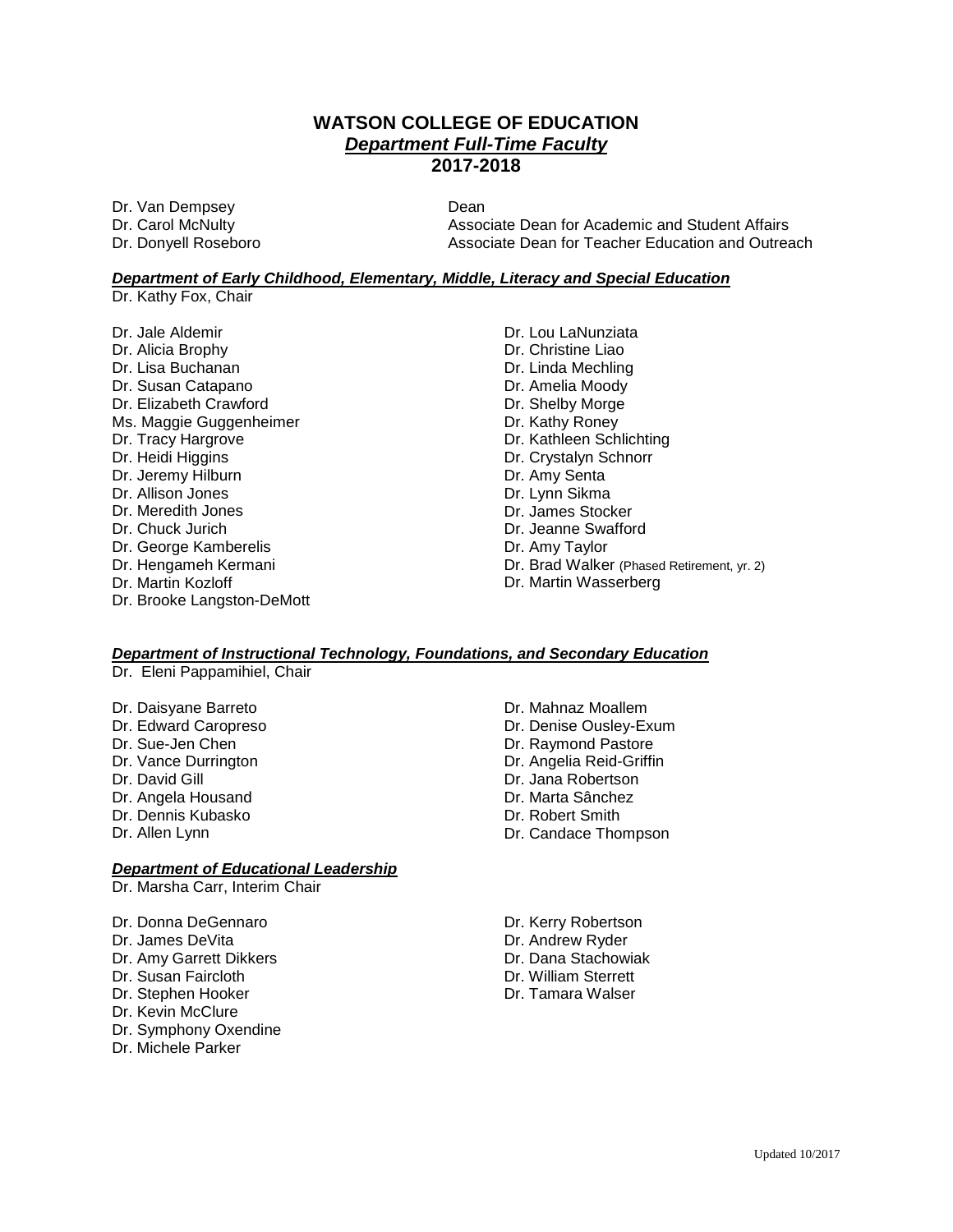# WATSON COLLEGE OF EDUCATION

## ***Department Full-Time Faculty***

## 2017-2018

Dr. Van Dempsey — Dean
Dr. Carol McNulty — Associate Dean for Academic and Student Affairs
Dr. Donyell Roseboro — Associate Dean for Teacher Education and Outreach

### ***Department of Early Childhood, Elementary, Middle, Literacy and Special Education***

Dr. Kathy Fox, Chair

Dr. Jale Aldemir
Dr. Alicia Brophy
Dr. Lisa Buchanan
Dr. Susan Catapano
Dr. Elizabeth Crawford
Ms. Maggie Guggenheimer
Dr. Tracy Hargrove
Dr. Heidi Higgins
Dr. Jeremy Hilburn
Dr. Allison Jones
Dr. Meredith Jones
Dr. Chuck Jurich
Dr. George Kamberelis
Dr. Hengameh Kermani
Dr. Martin Kozloff
Dr. Brooke Langston-DeMott
Dr. Lou LaNunziata
Dr. Christine Liao
Dr. Linda Mechling
Dr. Amelia Moody
Dr. Shelby Morge
Dr. Kathy Roney
Dr. Kathleen Schlichting
Dr. Crystalyn Schnorr
Dr. Amy Senta
Dr. Lynn Sikma
Dr. James Stocker
Dr. Jeanne Swafford
Dr. Amy Taylor
Dr. Brad Walker (Phased Retirement, yr. 2)
Dr. Martin Wasserberg

### ***Department of Instructional Technology, Foundations, and Secondary Education***

Dr. Eleni Pappamihiel, Chair

Dr. Daisyane Barreto
Dr. Edward Caropreso
Dr. Sue-Jen Chen
Dr. Vance Durrington
Dr. David Gill
Dr. Angela Housand
Dr. Dennis Kubasko
Dr. Allen Lynn
Dr. Mahnaz Moallem
Dr. Denise Ousley-Exum
Dr. Raymond Pastore
Dr. Angelia Reid-Griffin
Dr. Jana Robertson
Dr. Marta Sânchez
Dr. Robert Smith
Dr. Candace Thompson

### ***Department of Educational Leadership***

Dr. Marsha Carr, Interim Chair

Dr. Donna DeGennaro
Dr. James DeVita
Dr. Amy Garrett Dikkers
Dr. Susan Faircloth
Dr. Stephen Hooker
Dr. Kevin McClure
Dr. Symphony Oxendine
Dr. Michele Parker
Dr. Kerry Robertson
Dr. Andrew Ryder
Dr. Dana Stachowiak
Dr. William Sterrett
Dr. Tamara Walser

Updated 10/2017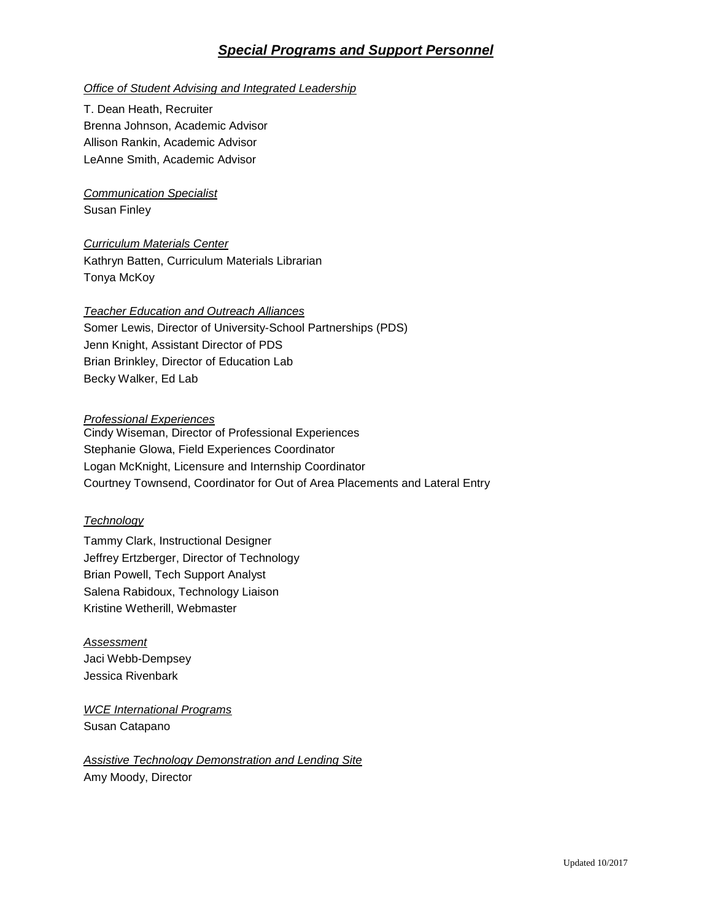# ***Special Programs and Support Personnel***

*Office of Student Advising and Integrated Leadership*

T. Dean Heath, Recruiter
Brenna Johnson, Academic Advisor
Allison Rankin, Academic Advisor
LeAnne Smith, Academic Advisor

*Communication Specialist*

Susan Finley

*Curriculum Materials Center*

Kathryn Batten, Curriculum Materials Librarian
Tonya McKoy

*Teacher Education and Outreach Alliances*

Somer Lewis, Director of University-School Partnerships (PDS)
Jenn Knight, Assistant Director of PDS
Brian Brinkley, Director of Education Lab
Becky Walker, Ed Lab

*Professional Experiences*

Cindy Wiseman, Director of Professional Experiences
Stephanie Glowa, Field Experiences Coordinator
Logan McKnight, Licensure and Internship Coordinator
Courtney Townsend, Coordinator for Out of Area Placements and Lateral Entry

*Technology*

Tammy Clark, Instructional Designer
Jeffrey Ertzberger, Director of Technology
Brian Powell, Tech Support Analyst
Salena Rabidoux, Technology Liaison
Kristine Wetherill, Webmaster

*Assessment*

Jaci Webb-Dempsey
Jessica Rivenbark

*WCE International Programs*

Susan Catapano

*Assistive Technology Demonstration and Lending Site*

Amy Moody, Director

Updated 10/2017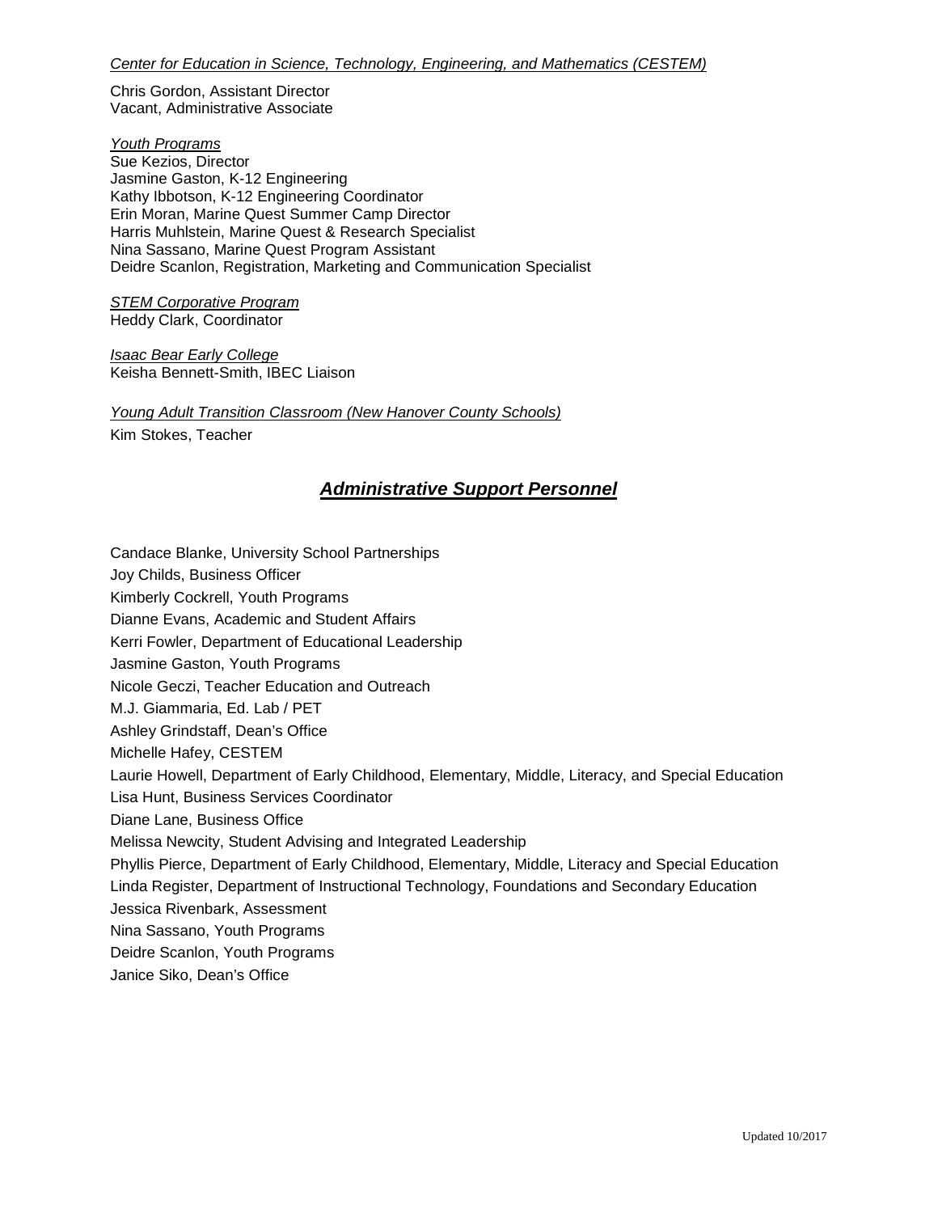*Center for Education in Science, Technology, Engineering, and Mathematics (CESTEM)*

Chris Gordon, Assistant Director
Vacant, Administrative Associate

*Youth Programs*
Sue Kezios, Director
Jasmine Gaston, K-12 Engineering
Kathy Ibbotson, K-12 Engineering Coordinator
Erin Moran, Marine Quest Summer Camp Director
Harris Muhlstein, Marine Quest & Research Specialist
Nina Sassano, Marine Quest Program Assistant
Deidre Scanlon, Registration, Marketing and Communication Specialist

*STEM Corporative Program*
Heddy Clark, Coordinator

*Isaac Bear Early College*
Keisha Bennett-Smith, IBEC Liaison

*Young Adult Transition Classroom (New Hanover County Schools)*
Kim Stokes, Teacher

## ***Administrative Support Personnel***

Candace Blanke, University School Partnerships
Joy Childs, Business Officer
Kimberly Cockrell, Youth Programs
Dianne Evans, Academic and Student Affairs
Kerri Fowler, Department of Educational Leadership
Jasmine Gaston, Youth Programs
Nicole Geczi, Teacher Education and Outreach
M.J. Giammaria, Ed. Lab / PET
Ashley Grindstaff, Dean's Office
Michelle Hafey, CESTEM
Laurie Howell, Department of Early Childhood, Elementary, Middle, Literacy, and Special Education
Lisa Hunt, Business Services Coordinator
Diane Lane, Business Office
Melissa Newcity, Student Advising and Integrated Leadership
Phyllis Pierce, Department of Early Childhood, Elementary, Middle, Literacy and Special Education
Linda Register, Department of Instructional Technology, Foundations and Secondary Education
Jessica Rivenbark, Assessment
Nina Sassano, Youth Programs
Deidre Scanlon, Youth Programs
Janice Siko, Dean's Office

Updated 10/2017